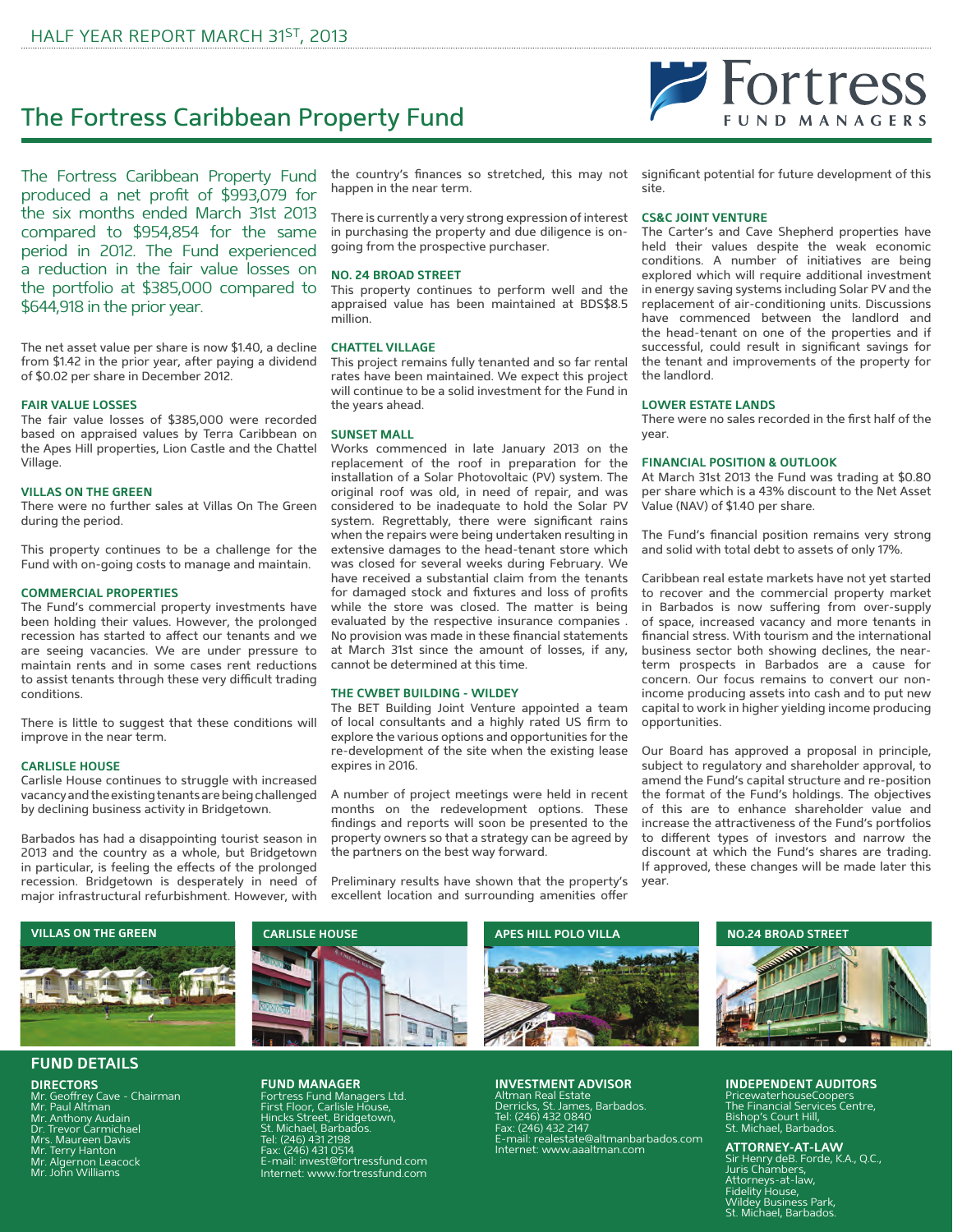HALF YEAR REPORT MARCH 31ST, 2013

# The Fortress Caribbean Property Fund

Fortress FUND MANAGERS

The Fortress Caribbean Property Fund produced a net profit of $993,079 for the six months ended March 31st 2013 compared to $954,854 for the same period in 2012. The Fund experienced a reduction in the fair value losses on the portfolio at $385,000 compared to $644,918 in the prior year.

The net asset value per share is now $1.40, a decline from $1.42 in the prior year, after paying a dividend of $0.02 per share in December 2012.

### FAIR VALUE LOSSES

The fair value losses of $385,000 were recorded based on appraised values by Terra Caribbean on the Apes Hill properties, Lion Castle and the Chattel Village.

### VILLAS ON THE GREEN

There were no further sales at Villas On The Green during the period.

This property continues to be a challenge for the Fund with on-going costs to manage and maintain.

### COMMERCIAL PROPERTIES

The Fund's commercial property investments have been holding their values. However, the prolonged recession has started to affect our tenants and we are seeing vacancies. We are under pressure to maintain rents and in some cases rent reductions to assist tenants through these very difficult trading conditions.

There is little to suggest that these conditions will improve in the near term.

### CARLISLE HOUSE

Carlisle House continues to struggle with increased vacancy and the existing tenants are being challenged by declining business activity in Bridgetown.

Barbados has had a disappointing tourist season in 2013 and the country as a whole, but Bridgetown in particular, is feeling the effects of the prolonged recession. Bridgetown is desperately in need of major infrastructural refurbishment. However, with the country's finances so stretched, this may not happen in the near term.

There is currently a very strong expression of interest in purchasing the property and due diligence is on-going from the prospective purchaser.

### NO. 24 BROAD STREET

This property continues to perform well and the appraised value has been maintained at BDS$8.5 million.

### CHATTEL VILLAGE

This project remains fully tenanted and so far rental rates have been maintained. We expect this project will continue to be a solid investment for the Fund in the years ahead.

### SUNSET MALL

Works commenced in late January 2013 on the replacement of the roof in preparation for the installation of a Solar Photovoltaic (PV) system. The original roof was old, in need of repair, and was considered to be inadequate to hold the Solar PV system. Regrettably, there were significant rains when the repairs were being undertaken resulting in extensive damages to the head-tenant store which was closed for several weeks during February. We have received a substantial claim from the tenants for damaged stock and fixtures and loss of profits while the store was closed. The matter is being evaluated by the respective insurance companies . No provision was made in these financial statements at March 31st since the amount of losses, if any, cannot be determined at this time.

### THE CWBET BUILDING - WILDEY

The BET Building Joint Venture appointed a team of local consultants and a highly rated US firm to explore the various options and opportunities for the re-development of the site when the existing lease expires in 2016.

A number of project meetings were held in recent months on the redevelopment options. These findings and reports will soon be presented to the property owners so that a strategy can be agreed by the partners on the best way forward.

Preliminary results have shown that the property's excellent location and surrounding amenities offer significant potential for future development of this site.

### CS&C JOINT VENTURE

The Carter's and Cave Shepherd properties have held their values despite the weak economic conditions. A number of initiatives are being explored which will require additional investment in energy saving systems including Solar PV and the replacement of air-conditioning units. Discussions have commenced between the landlord and the head-tenant on one of the properties and if successful, could result in significant savings for the tenant and improvements of the property for the landlord.

### LOWER ESTATE LANDS

There were no sales recorded in the first half of the year.

### FINANCIAL POSITION & OUTLOOK

At March 31st 2013 the Fund was trading at $0.80 per share which is a 43% discount to the Net Asset Value (NAV) of $1.40 per share.

The Fund's financial position remains very strong and solid with total debt to assets of only 17%.

Caribbean real estate markets have not yet started to recover and the commercial property market in Barbados is now suffering from over-supply of space, increased vacancy and more tenants in financial stress. With tourism and the international business sector both showing declines, the near-term prospects in Barbados are a cause for concern. Our focus remains to convert our non-income producing assets into cash and to put new capital to work in higher yielding income producing opportunities.

Our Board has approved a proposal in principle, subject to regulatory and shareholder approval, to amend the Fund's capital structure and re-position the format of the Fund's holdings. The objectives of this are to enhance shareholder value and increase the attractiveness of the Fund's portfolios to different types of investors and narrow the discount at which the Fund's shares are trading. If approved, these changes will be made later this year.

VILLAS ON THE GREEN

CARLISLE HOUSE

APES HILL POLO VILLA

NO.24 BROAD STREET

## FUND DETAILS

**DIRECTORS**
Mr. Geoffrey Cave - Chairman
Mr. Paul Altman
Mr. Anthony Audain
Dr. Trevor Carmichael
Mrs. Maureen Davis
Mr. Terry Hanton
Mr. Algernon Leacock
Mr. John Williams

**FUND MANAGER**
Fortress Fund Managers Ltd.
First Floor, Carlisle House,
Hincks Street, Bridgetown,
St. Michael, Barbados.
Tel: (246) 431 2198
Fax: (246) 431 0514
E-mail: invest@fortressfund.com
Internet: www.fortressfund.com

**INVESTMENT ADVISOR**
Altman Real Estate
Derricks, St. James, Barbados.
Tel: (246) 432 0840
Fax: (246) 432 2147
E-mail: realestate@altmanbarbados.com
Internet: www.aaaltman.com

**INDEPENDENT AUDITORS**
PricewaterhouseCoopers
The Financial Services Centre,
Bishop's Court Hill,
St. Michael, Barbados.

**ATTORNEY-AT-LAW**
Sir Henry deB. Forde, K.A., Q.C.,
Juris Chambers,
Attorneys-at-law,
Fidelity House,
Wildey Business Park,
St. Michael, Barbados.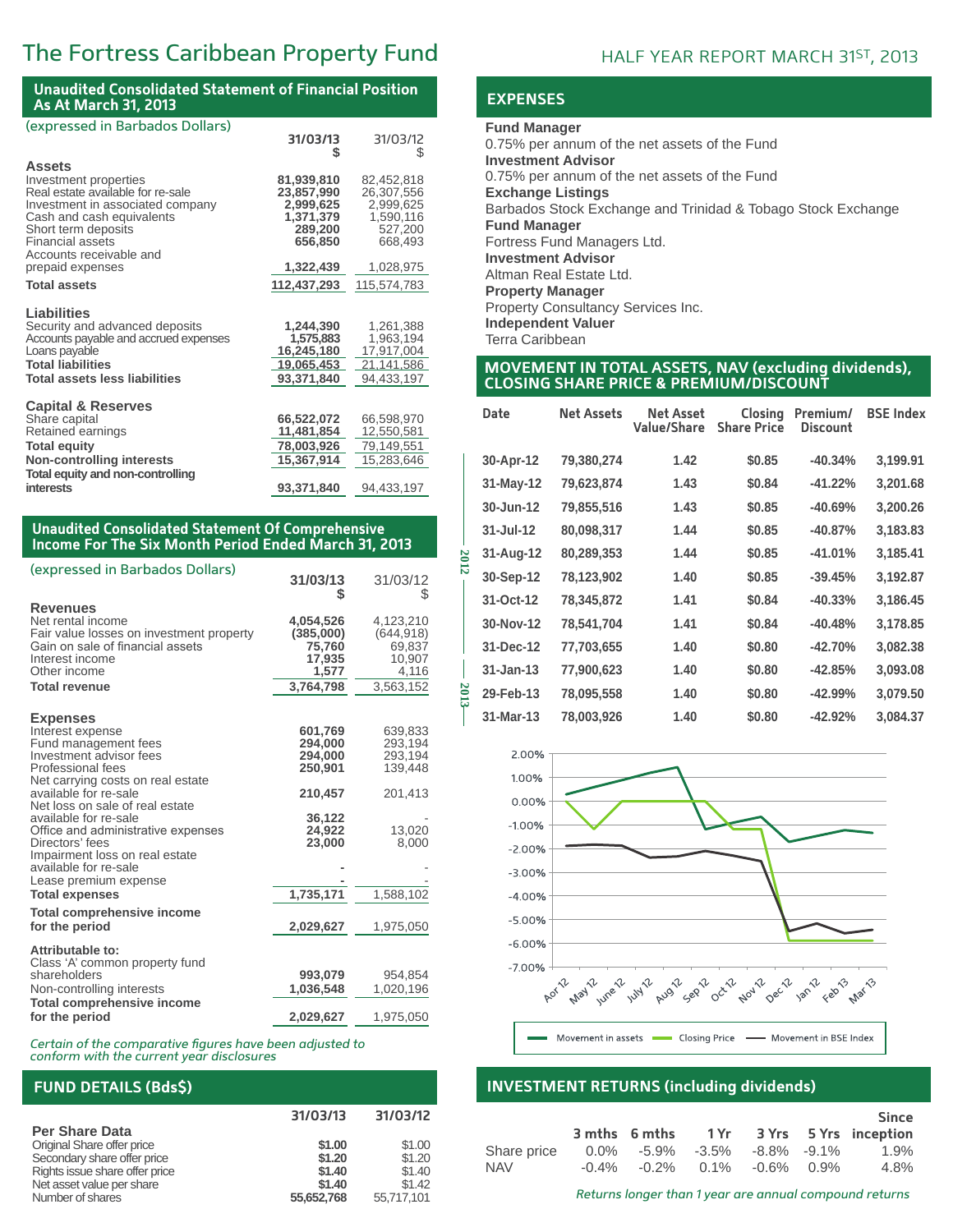# The Fortress Caribbean Property Fund

HALF YEAR REPORT MARCH 31ST, 2013

## Unaudited Consolidated Statement of Financial Position As At March 31, 2013

(expressed in Barbados Dollars)

| | 31/03/13 $ | 31/03/12 $ |
|---|---|---|
| **Assets** | | |
| Investment properties | **81,939,810** | 82,452,818 |
| Real estate available for re-sale | **23,857,990** | 26,307,556 |
| Investment in associated company | **2,999,625** | 2,999,625 |
| Cash and cash equivalents | **1,371,379** | 1,590,116 |
| Short term deposits | **289,200** | 527,200 |
| Financial assets | **656,850** | 668,493 |
| Accounts receivable and prepaid expenses | **1,322,439** | 1,028,975 |
| **Total assets** | **112,437,293** | 115,574,783 |
| **Liabilities** | | |
| Security and advanced deposits | **1,244,390** | 1,261,388 |
| Accounts payable and accrued expenses | **1,575,883** | 1,963,194 |
| Loans payable | **16,245,180** | 17,917,004 |
| **Total liabilities** | **19,065,453** | 21,141,586 |
| **Total assets less liabilities** | **93,371,840** | 94,433,197 |
| **Capital & Reserves** | | |
| Share capital | **66,522,072** | 66,598,970 |
| Retained earnings | **11,481,854** | 12,550,581 |
| **Total equity** | **78,003,926** | 79,149,551 |
| **Non-controlling interests** | **15,367,914** | 15,283,646 |
| **Total equity and non-controlling interests** | **93,371,840** | 94,433,197 |

## Unaudited Consolidated Statement Of Comprehensive Income For The Six Month Period Ended March 31, 2013

(expressed in Barbados Dollars)

| | 31/03/13 $ | 31/03/12 $ |
|---|---|---|
| **Revenues** | | |
| Net rental income | **4,054,526** | 4,123,210 |
| Fair value losses on investment property | **(385,000)** | (644,918) |
| Gain on sale of financial assets | **75,760** | 69,837 |
| Interest income | **17,935** | 10,907 |
| Other income | **1,577** | 4,116 |
| **Total revenue** | **3,764,798** | 3,563,152 |
| **Expenses** | | |
| Interest expense | **601,769** | 639,833 |
| Fund management fees | **294,000** | 293,194 |
| Investment advisor fees | **294,000** | 293,194 |
| Professional fees | **250,901** | 139,448 |
| Net carrying costs on real estate available for re-sale | **210,457** | 201,413 |
| Net loss on sale of real estate available for re-sale | **36,122** | - |
| Office and administrative expenses | **24,922** | 13,020 |
| Directors' fees | **23,000** | 8,000 |
| Impairment loss on real estate available for re-sale | **-** | - |
| Lease premium expense | **-** | - |
| **Total expenses** | **1,735,171** | 1,588,102 |
| **Total comprehensive income for the period** | **2,029,627** | 1,975,050 |
| **Attributable to:** | | |
| Class 'A' common property fund shareholders | **993,079** | 954,854 |
| Non-controlling interests | **1,036,548** | 1,020,196 |
| **Total comprehensive income for the period** | **2,029,627** | 1,975,050 |

*Certain of the comparative figures have been adjusted to conform with the current year disclosures*

## FUND DETAILS (Bds$)

| | 31/03/13 | 31/03/12 |
|---|---|---|
| **Per Share Data** | | |
| Original Share offer price | **$1.00** | $1.00 |
| Secondary share offer price | **$1.20** | $1.20 |
| Rights issue share offer price | **$1.40** | $1.40 |
| Net asset value per share | **$1.40** | $1.42 |
| Number of shares | **55,652,768** | 55,717,101 |

## EXPENSES

**Fund Manager**
0.75% per annum of the net assets of the Fund
**Investment Advisor**
0.75% per annum of the net assets of the Fund
**Exchange Listings**
Barbados Stock Exchange and Trinidad & Tobago Stock Exchange
**Fund Manager**
Fortress Fund Managers Ltd.
**Investment Advisor**
Altman Real Estate Ltd.
**Property Manager**
Property Consultancy Services Inc.
**Independent Valuer**
Terra Caribbean

## MOVEMENT IN TOTAL ASSETS, NAV (excluding dividends), CLOSING SHARE PRICE & PREMIUM/DISCOUNT

| | Date | Net Assets | Net Asset Value/Share | Closing Share Price | Premium/ Discount | BSE Index |
|---|---|---|---|---|---|---|
| 2012 | 30-Apr-12 | 79,380,274 | 1.42 | $0.85 | -40.34% | 3,199.91 |
| | 31-May-12 | 79,623,874 | 1.43 | $0.84 | -41.22% | 3,201.68 |
| | 30-Jun-12 | 79,855,516 | 1.43 | $0.85 | -40.69% | 3,200.26 |
| | 31-Jul-12 | 80,098,317 | 1.44 | $0.85 | -40.87% | 3,183.83 |
| | 31-Aug-12 | 80,289,353 | 1.44 | $0.85 | -41.01% | 3,185.41 |
| | 30-Sep-12 | 78,123,902 | 1.40 | $0.85 | -39.45% | 3,192.87 |
| | 31-Oct-12 | 78,345,872 | 1.41 | $0.84 | -40.33% | 3,186.45 |
| | 30-Nov-12 | 78,541,704 | 1.41 | $0.84 | -40.48% | 3,178.85 |
| | 31-Dec-12 | 77,703,655 | 1.40 | $0.80 | -42.70% | 3,082.38 |
| 2013 | 31-Jan-13 | 77,900,623 | 1.40 | $0.80 | -42.85% | 3,093.08 |
| | 29-Feb-13 | 78,095,558 | 1.40 | $0.80 | -42.99% | 3,079.50 |
| | 31-Mar-13 | 78,003,926 | 1.40 | $0.80 | -42.92% | 3,084.37 |

2.00%
1.00%
0.00%
-1.00%
-2.00%
-3.00%
-4.00%
-5.00%
-6.00%
-7.00%

Apr 12, May 12, June 12, July 12, Aug 12, Sep 12, Oct 12, Nov 12, Dec 12, Jan 12, Feb 13, Mar 13

Movement in assets — Closing Price — Movement in BSE Index

## INVESTMENT RETURNS (including dividends)

| | 3 mths | 6 mths | 1 Yr | 3 Yrs | 5 Yrs | Since inception |
|---|---|---|---|---|---|---|
| Share price | 0.0% | -5.9% | -3.5% | -8.8% | -9.1% | 1.9% |
| NAV | -0.4% | -0.2% | 0.1% | -0.6% | 0.9% | 4.8% |

*Returns longer than 1 year are annual compound returns*